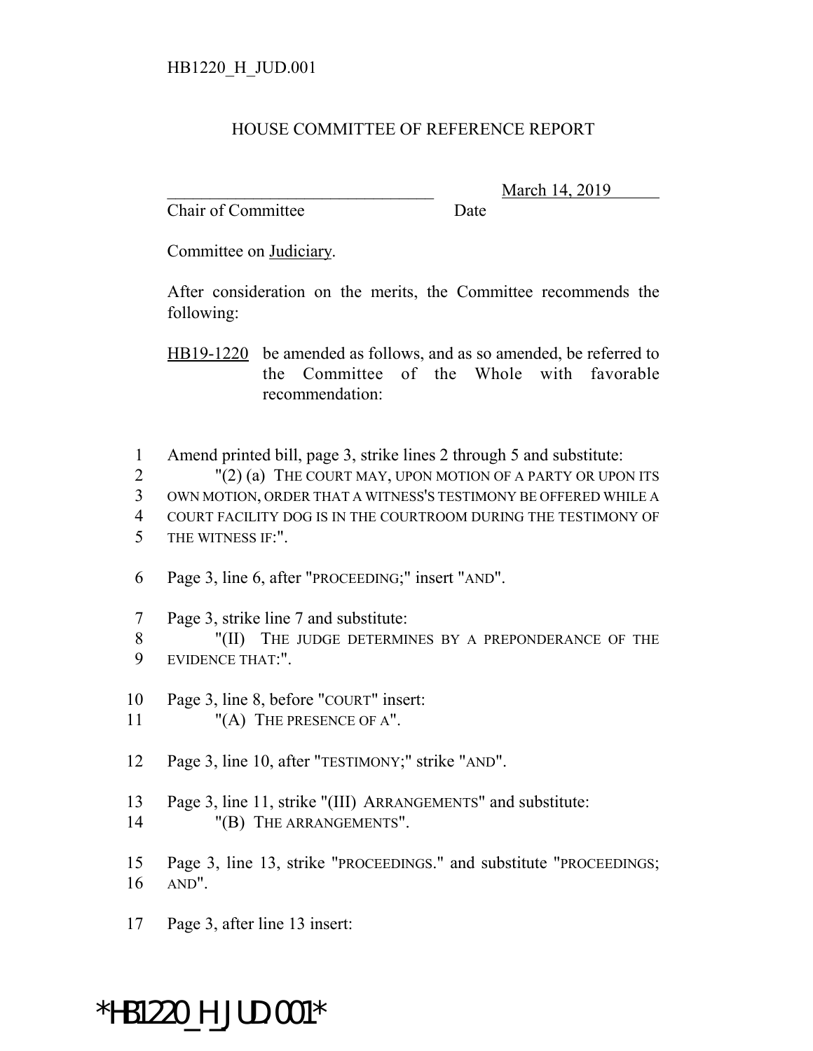HB1220_H_JUD.001

HOUSE COMMITTEE OF REFERENCE REPORT

________________________________ March 14, 2019
Chair of Committee Date

Committee on Judiciary.

After consideration on the merits, the Committee recommends the following:

HB19-1220 be amended as follows, and as so amended, be referred to the Committee of the Whole with favorable recommendation:

1 Amend printed bill, page 3, strike lines 2 through 5 and substitute:
2 "(2) (a) THE COURT MAY, UPON MOTION OF A PARTY OR UPON ITS
3 OWN MOTION, ORDER THAT A WITNESS'S TESTIMONY BE OFFERED WHILE A
4 COURT FACILITY DOG IS IN THE COURTROOM DURING THE TESTIMONY OF
5 THE WITNESS IF:".

6 Page 3, line 6, after "PROCEEDING;" insert "AND".

7 Page 3, strike line 7 and substitute:
8 "(II) THE JUDGE DETERMINES BY A PREPONDERANCE OF THE
9 EVIDENCE THAT:".

10 Page 3, line 8, before "COURT" insert:
11 "(A) THE PRESENCE OF A".

12 Page 3, line 10, after "TESTIMONY;" strike "AND".

13 Page 3, line 11, strike "(III) ARRANGEMENTS" and substitute:
14 "(B) THE ARRANGEMENTS".

15 Page 3, line 13, strike "PROCEEDINGS." and substitute "PROCEEDINGS;
16 AND".

17 Page 3, after line 13 insert:

*HB1220_H_JUD.001*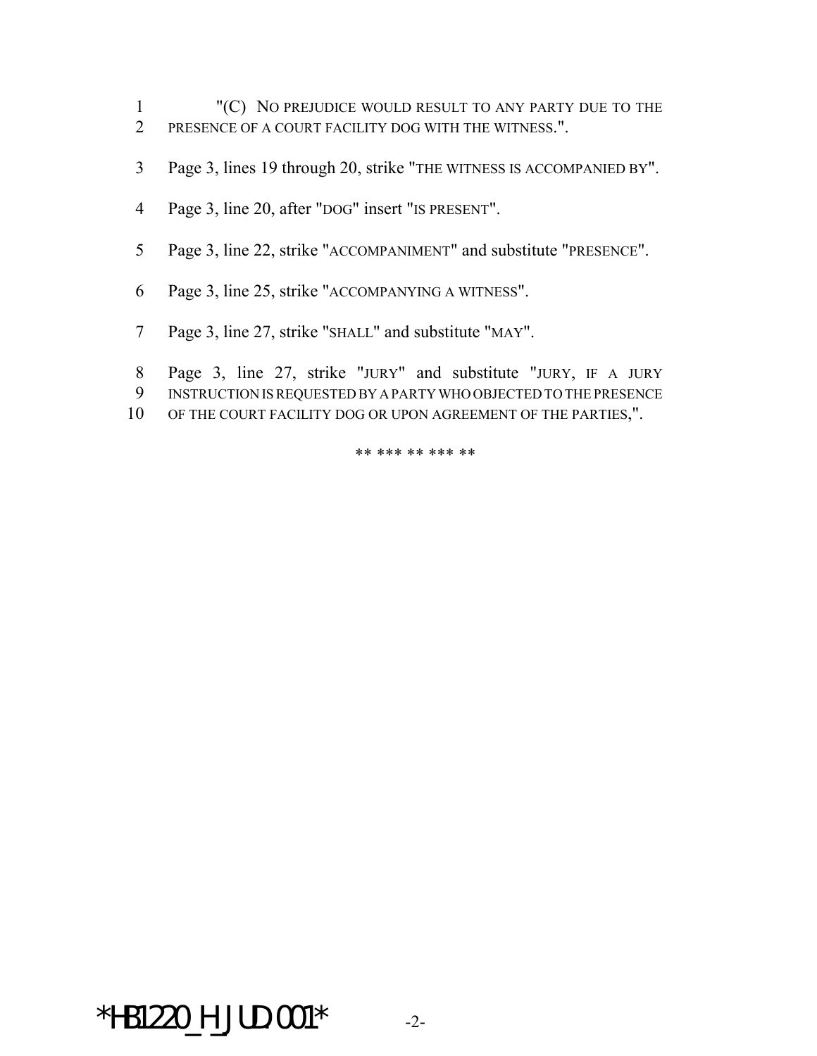"(C) NO PREJUDICE WOULD RESULT TO ANY PARTY DUE TO THE PRESENCE OF A COURT FACILITY DOG WITH THE WITNESS.".

Page 3, lines 19 through 20, strike "THE WITNESS IS ACCOMPANIED BY".

Page 3, line 20, after "DOG" insert "IS PRESENT".

Page 3, line 22, strike "ACCOMPANIMENT" and substitute "PRESENCE".

Page 3, line 25, strike "ACCOMPANYING A WITNESS".

Page 3, line 27, strike "SHALL" and substitute "MAY".

Page 3, line 27, strike "JURY" and substitute "JURY, IF A JURY INSTRUCTION IS REQUESTED BY A PARTY WHO OBJECTED TO THE PRESENCE OF THE COURT FACILITY DOG OR UPON AGREEMENT OF THE PARTIES,".

** *** ** *** **

*HB1220_H_JUD.001*